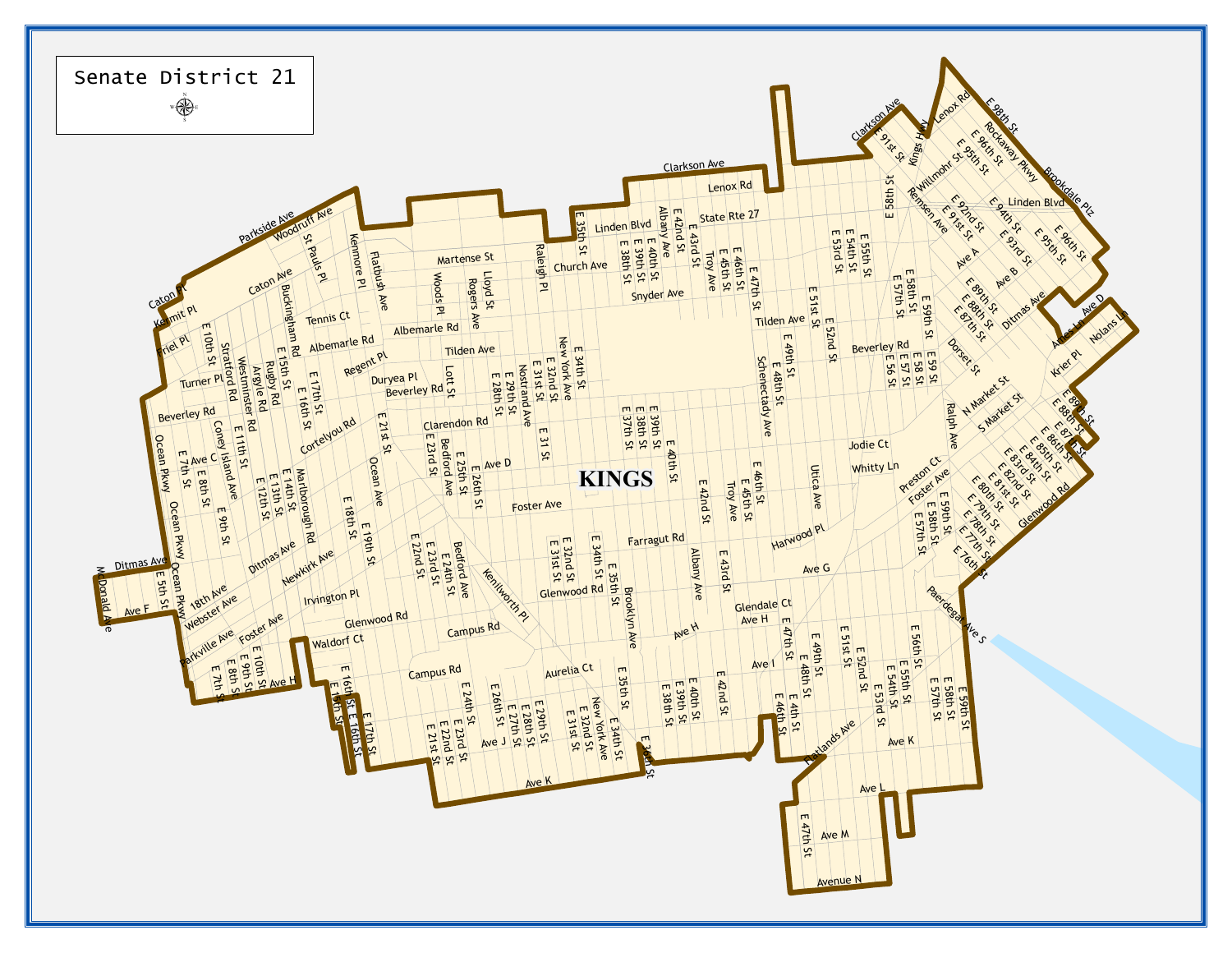# Senate District 21

KINGS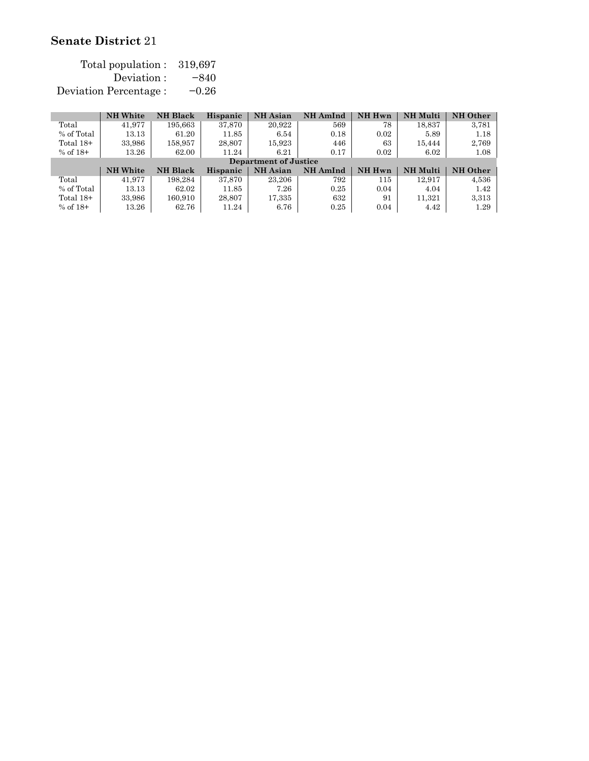## Senate District 21

Total population : 319,697
Deviation : −840
Deviation Percentage : −0.26

| | NH White | NH Black | Hispanic | NH Asian | NH AmInd | NH Hwn | NH Multi | NH Other |
|---|---|---|---|---|---|---|---|---|
| Total | 41,977 | 195,663 | 37,870 | 20,922 | 569 | 78 | 18,837 | 3,781 |
| % of Total | 13.13 | 61.20 | 11.85 | 6.54 | 0.18 | 0.02 | 5.89 | 1.18 |
| Total 18+ | 33,986 | 158,957 | 28,807 | 15,923 | 446 | 63 | 15,444 | 2,769 |
| % of 18+ | 13.26 | 62.00 | 11.24 | 6.21 | 0.17 | 0.02 | 6.02 | 1.08 |
| **Department of Justice** | | | | | | | | |
| | **NH White** | **NH Black** | **Hispanic** | **NH Asian** | **NH AmInd** | **NH Hwn** | **NH Multi** | **NH Other** |
| Total | 41,977 | 198,284 | 37,870 | 23,206 | 792 | 115 | 12,917 | 4,536 |
| % of Total | 13.13 | 62.02 | 11.85 | 7.26 | 0.25 | 0.04 | 4.04 | 1.42 |
| Total 18+ | 33,986 | 160,910 | 28,807 | 17,335 | 632 | 91 | 11,321 | 3,313 |
| % of 18+ | 13.26 | 62.76 | 11.24 | 6.76 | 0.25 | 0.04 | 4.42 | 1.29 |